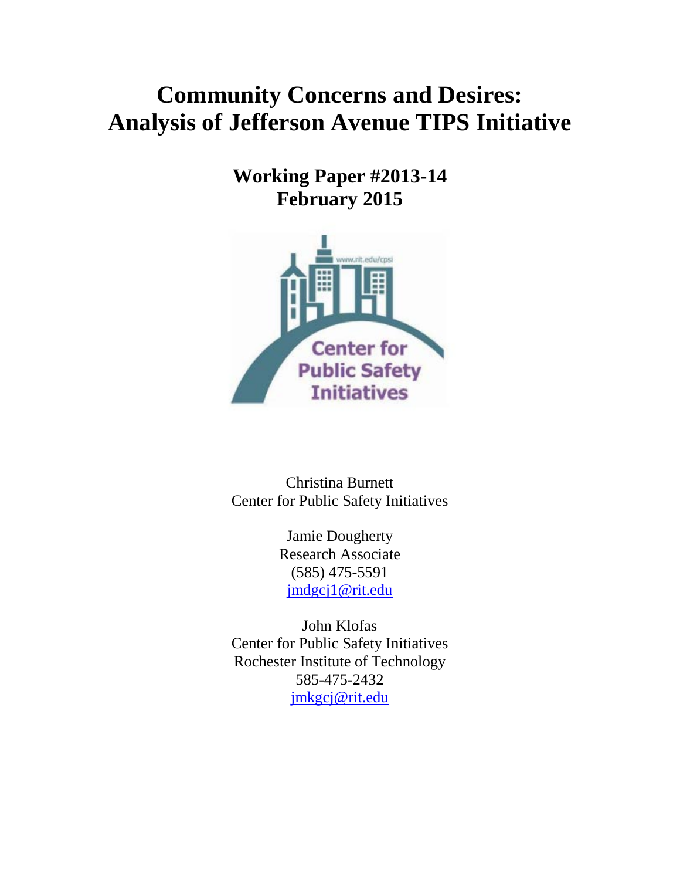# Community Concerns and Desires: Analysis of Jefferson Avenue TIPS Initiative

**Working Paper #2013-14**
**February 2015**

Christina Burnett
Center for Public Safety Initiatives

Jamie Dougherty
Research Associate
(585) 475-5591
jmdgcj1@rit.edu

John Klofas
Center for Public Safety Initiatives
Rochester Institute of Technology
585-475-2432
jmkgcj@rit.edu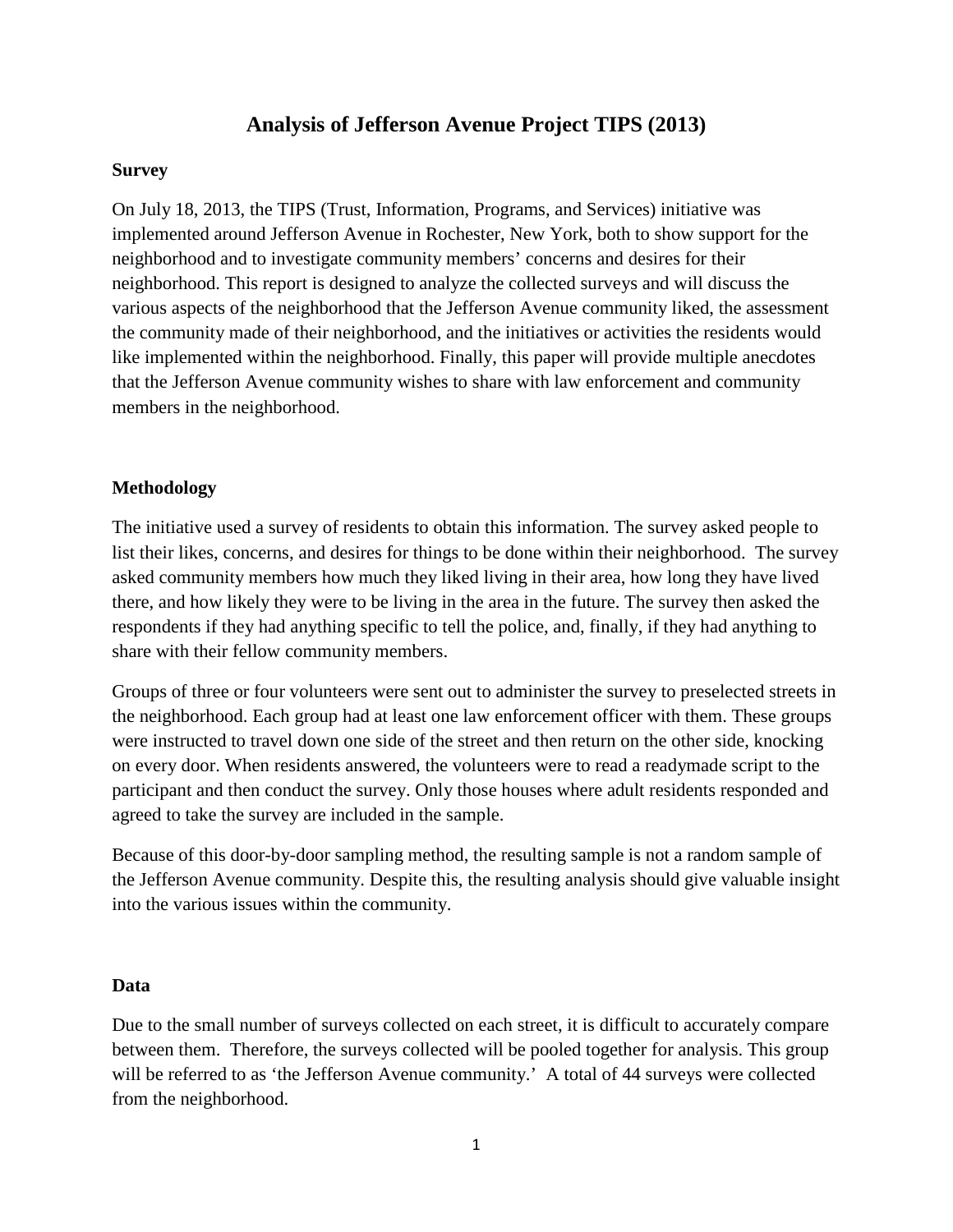# Analysis of Jefferson Avenue Project TIPS (2013)

## Survey

On July 18, 2013, the TIPS (Trust, Information, Programs, and Services) initiative was implemented around Jefferson Avenue in Rochester, New York, both to show support for the neighborhood and to investigate community members' concerns and desires for their neighborhood. This report is designed to analyze the collected surveys and will discuss the various aspects of the neighborhood that the Jefferson Avenue community liked, the assessment the community made of their neighborhood, and the initiatives or activities the residents would like implemented within the neighborhood. Finally, this paper will provide multiple anecdotes that the Jefferson Avenue community wishes to share with law enforcement and community members in the neighborhood.

## Methodology

The initiative used a survey of residents to obtain this information. The survey asked people to list their likes, concerns, and desires for things to be done within their neighborhood. The survey asked community members how much they liked living in their area, how long they have lived there, and how likely they were to be living in the area in the future. The survey then asked the respondents if they had anything specific to tell the police, and, finally, if they had anything to share with their fellow community members.

Groups of three or four volunteers were sent out to administer the survey to preselected streets in the neighborhood. Each group had at least one law enforcement officer with them. These groups were instructed to travel down one side of the street and then return on the other side, knocking on every door. When residents answered, the volunteers were to read a readymade script to the participant and then conduct the survey. Only those houses where adult residents responded and agreed to take the survey are included in the sample.

Because of this door-by-door sampling method, the resulting sample is not a random sample of the Jefferson Avenue community. Despite this, the resulting analysis should give valuable insight into the various issues within the community.

## Data

Due to the small number of surveys collected on each street, it is difficult to accurately compare between them. Therefore, the surveys collected will be pooled together for analysis. This group will be referred to as 'the Jefferson Avenue community.' A total of 44 surveys were collected from the neighborhood.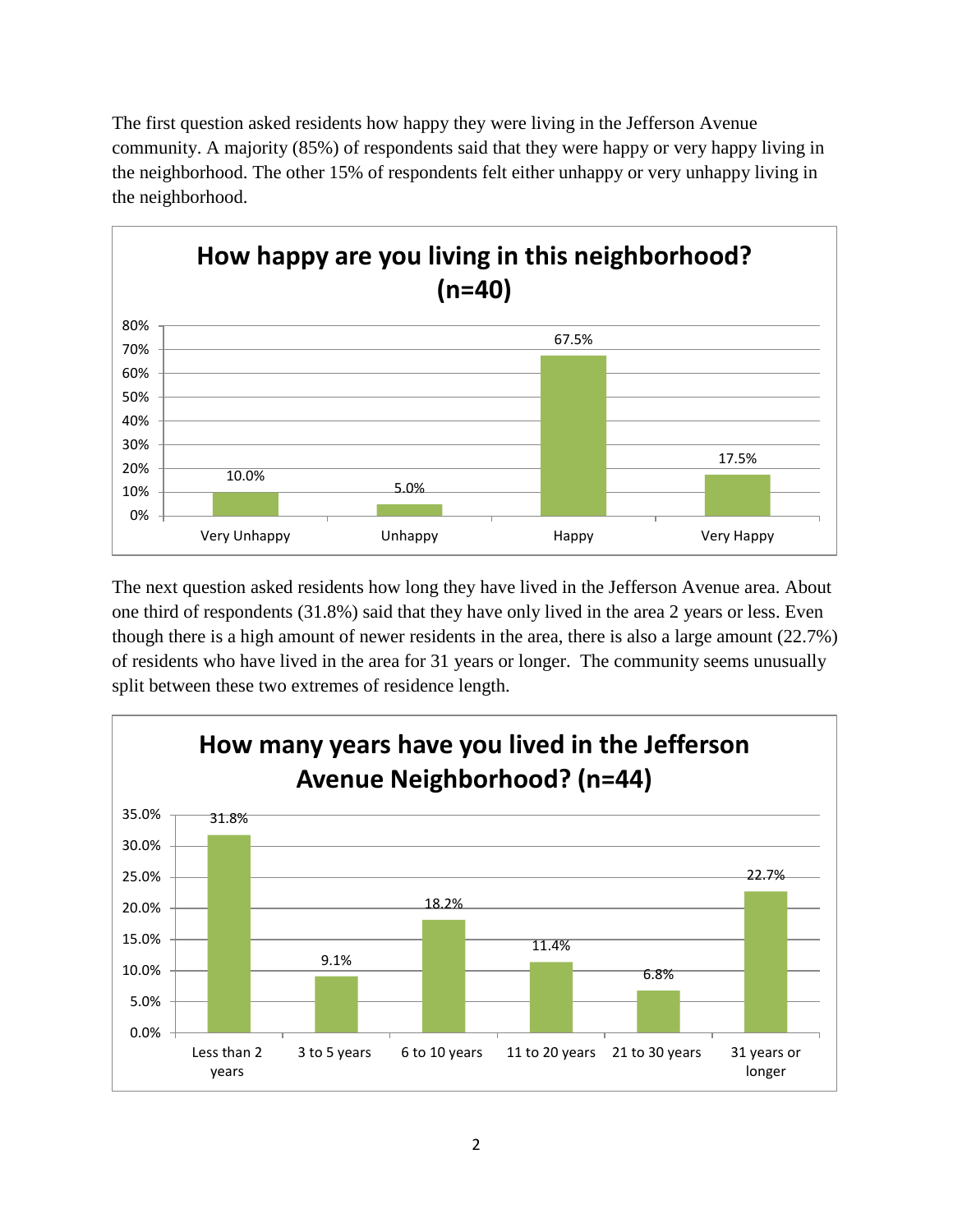The first question asked residents how happy they were living in the Jefferson Avenue community. A majority (85%) of respondents said that they were happy or very happy living in the neighborhood. The other 15% of respondents felt either unhappy or very unhappy living in the neighborhood.

**How happy are you living in this neighborhood? (n=40)**

| Response | Percent |
|---|---|
| Very Unhappy | 10.0% |
| Unhappy | 5.0% |
| Happy | 67.5% |
| Very Happy | 17.5% |

The next question asked residents how long they have lived in the Jefferson Avenue area. About one third of respondents (31.8%) said that they have only lived in the area 2 years or less. Even though there is a high amount of newer residents in the area, there is also a large amount (22.7%) of residents who have lived in the area for 31 years or longer. The community seems unusually split between these two extremes of residence length.

**How many years have you lived in the Jefferson Avenue Neighborhood? (n=44)**

| Response | Percent |
|---|---|
| Less than 2 years | 31.8% |
| 3 to 5 years | 9.1% |
| 6 to 10 years | 18.2% |
| 11 to 20 years | 11.4% |
| 21 to 30 years | 6.8% |
| 31 years or longer | 22.7% |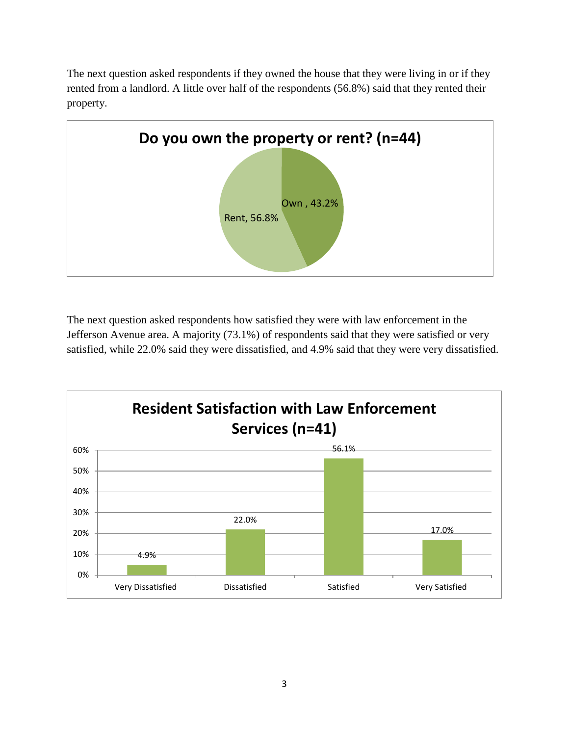The next question asked respondents if they owned the house that they were living in or if they rented from a landlord. A little over half of the respondents (56.8%) said that they rented their property.

**Do you own the property or rent? (n=44)**

| Response | Percent |
|---|---|
| Own | 43.2% |
| Rent | 56.8% |

The next question asked respondents how satisfied they were with law enforcement in the Jefferson Avenue area. A majority (73.1%) of respondents said that they were satisfied or very satisfied, while 22.0% said they were dissatisfied, and 4.9% said that they were very dissatisfied.

**Resident Satisfaction with Law Enforcement Services (n=41)**

| Response | Percent |
|---|---|
| Very Dissatisfied | 4.9% |
| Dissatisfied | 22.0% |
| Satisfied | 56.1% |
| Very Satisfied | 17.0% |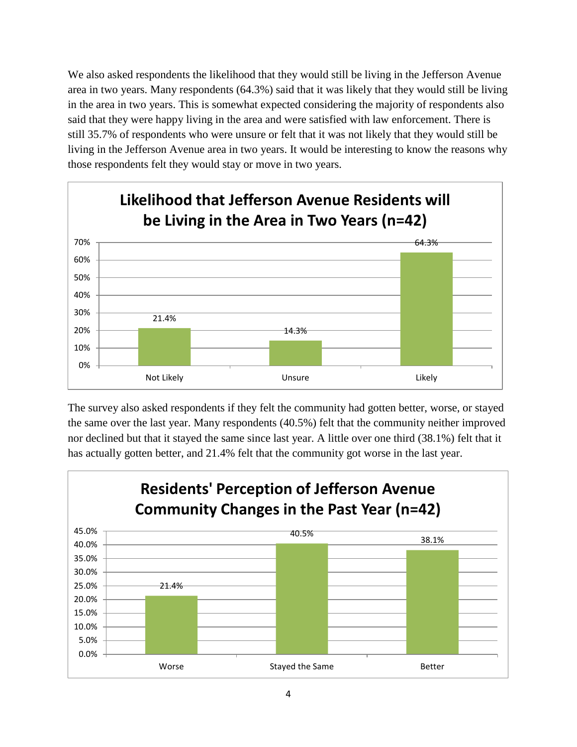We also asked respondents the likelihood that they would still be living in the Jefferson Avenue area in two years. Many respondents (64.3%) said that it was likely that they would still be living in the area in two years. This is somewhat expected considering the majority of respondents also said that they were happy living in the area and were satisfied with law enforcement. There is still 35.7% of respondents who were unsure or felt that it was not likely that they would still be living in the Jefferson Avenue area in two years. It would be interesting to know the reasons why those respondents felt they would stay or move in two years.

**Likelihood that Jefferson Avenue Residents will be Living in the Area in Two Years (n=42)**

| Response | Percent |
| --- | --- |
| Not Likely | 21.4% |
| Unsure | 14.3% |
| Likely | 64.3% |

The survey also asked respondents if they felt the community had gotten better, worse, or stayed the same over the last year. Many respondents (40.5%) felt that the community neither improved nor declined but that it stayed the same since last year. A little over one third (38.1%) felt that it has actually gotten better, and 21.4% felt that the community got worse in the last year.

**Residents' Perception of Jefferson Avenue Community Changes in the Past Year (n=42)**

| Response | Percent |
| --- | --- |
| Worse | 21.4% |
| Stayed the Same | 40.5% |
| Better | 38.1% |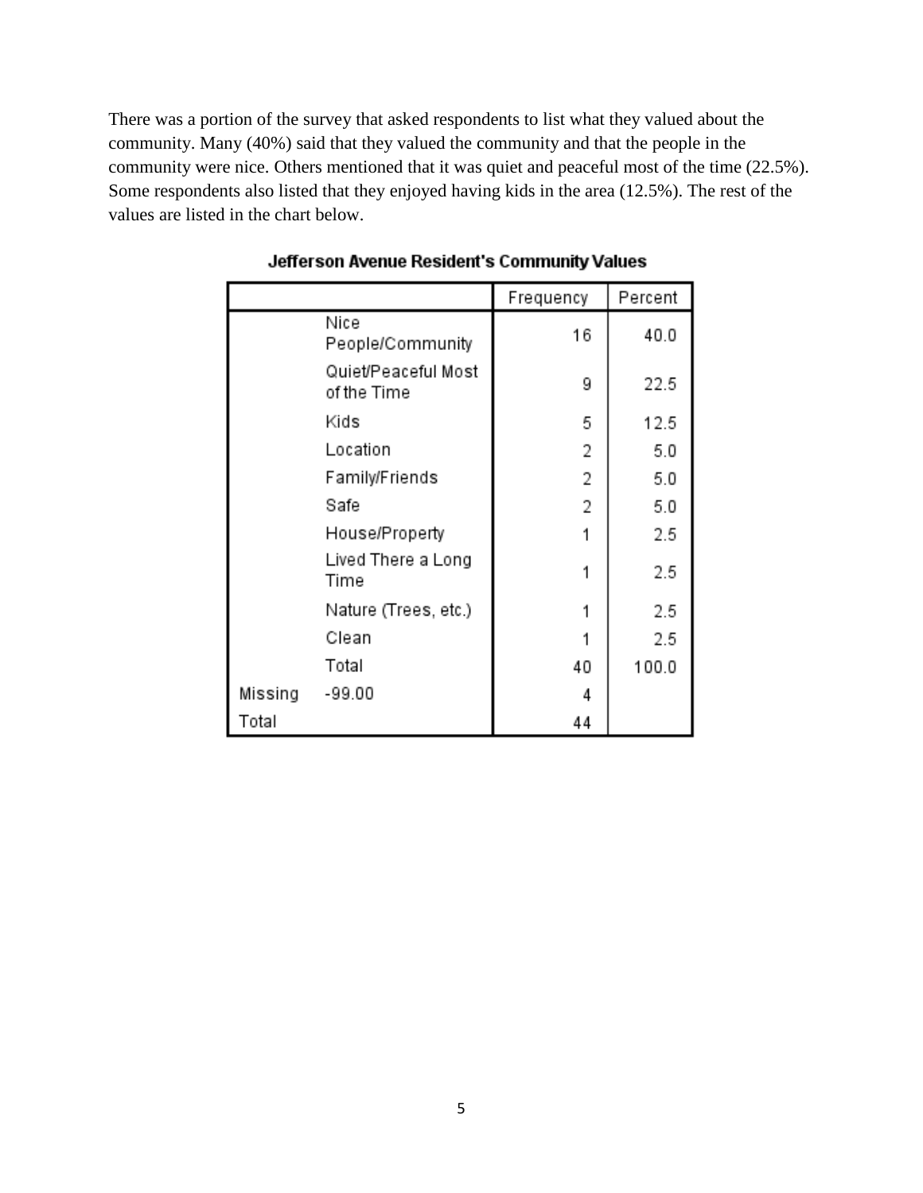There was a portion of the survey that asked respondents to list what they valued about the community. Many (40%) said that they valued the community and that the people in the community were nice. Others mentioned that it was quiet and peaceful most of the time (22.5%). Some respondents also listed that they enjoyed having kids in the area (12.5%). The rest of the values are listed in the chart below.

**Jefferson Avenue Resident's Community Values**

| | | Frequency | Percent |
|---|---|---|---|
| | Nice People/Community | 16 | 40.0 |
| | Quiet/Peaceful Most of the Time | 9 | 22.5 |
| | Kids | 5 | 12.5 |
| | Location | 2 | 5.0 |
| | Family/Friends | 2 | 5.0 |
| | Safe | 2 | 5.0 |
| | House/Property | 1 | 2.5 |
| | Lived There a Long Time | 1 | 2.5 |
| | Nature (Trees, etc.) | 1 | 2.5 |
| | Clean | 1 | 2.5 |
| | Total | 40 | 100.0 |
| Missing | -99.00 | 4 | |
| Total | | 44 | |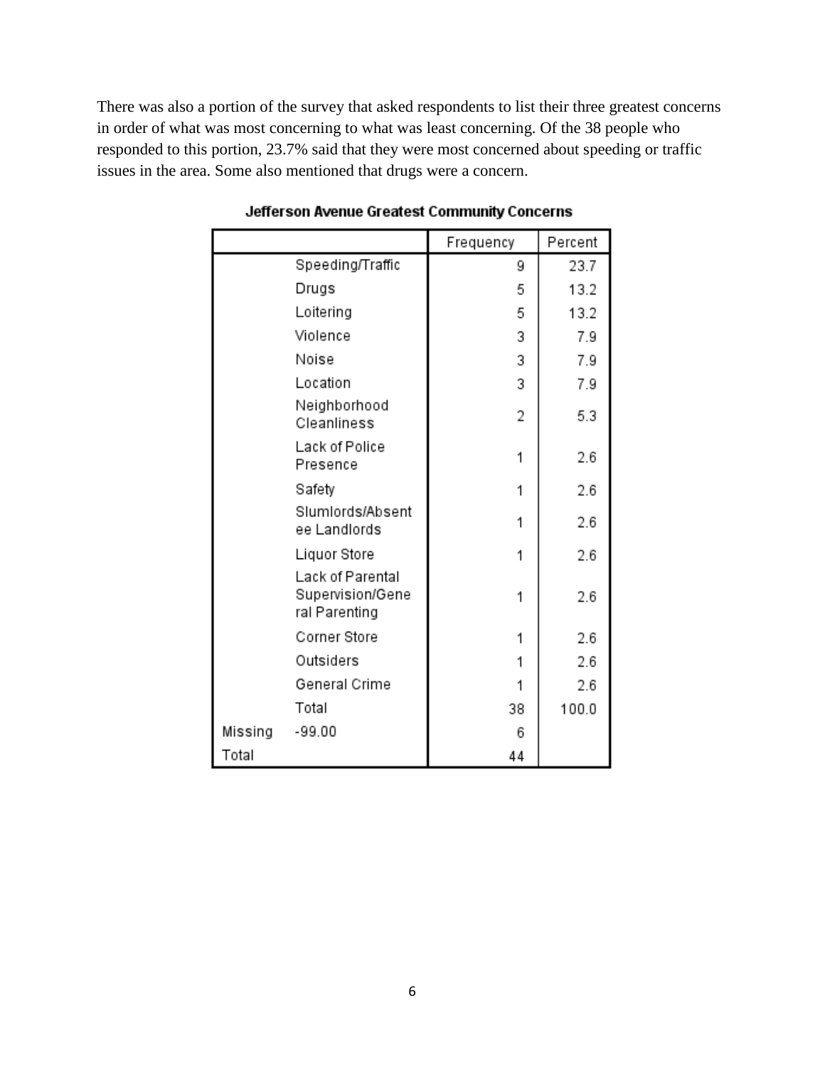There was also a portion of the survey that asked respondents to list their three greatest concerns in order of what was most concerning to what was least concerning. Of the 38 people who responded to this portion, 23.7% said that they were most concerned about speeding or traffic issues in the area. Some also mentioned that drugs were a concern.

**Jefferson Avenue Greatest Community Concerns**

| | | Frequency | Percent |
|---|---|---|---|
| | Speeding/Traffic | 9 | 23.7 |
| | Drugs | 5 | 13.2 |
| | Loitering | 5 | 13.2 |
| | Violence | 3 | 7.9 |
| | Noise | 3 | 7.9 |
| | Location | 3 | 7.9 |
| | Neighborhood Cleanliness | 2 | 5.3 |
| | Lack of Police Presence | 1 | 2.6 |
| | Safety | 1 | 2.6 |
| | Slumlords/Absentee Landlords | 1 | 2.6 |
| | Liquor Store | 1 | 2.6 |
| | Lack of Parental Supervision/General Parenting | 1 | 2.6 |
| | Corner Store | 1 | 2.6 |
| | Outsiders | 1 | 2.6 |
| | General Crime | 1 | 2.6 |
| | Total | 38 | 100.0 |
| Missing | -99.00 | 6 | |
| Total | | 44 | |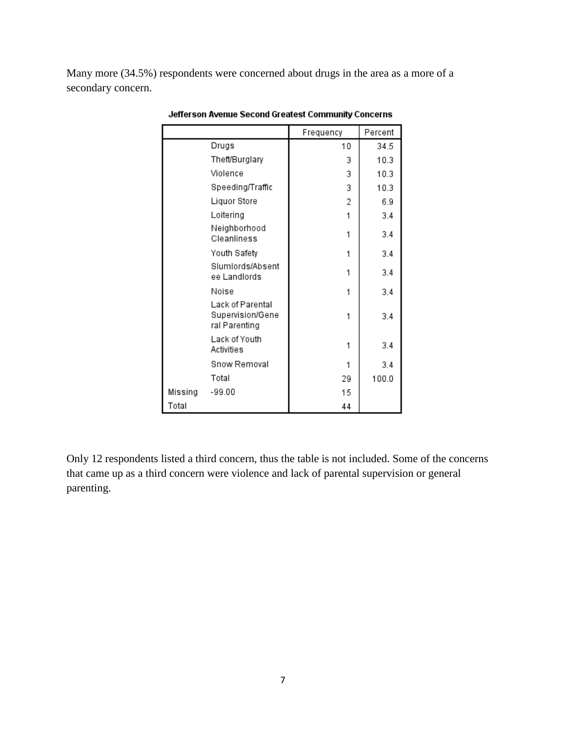Many more (34.5%) respondents were concerned about drugs in the area as a more of a secondary concern.

**Jefferson Avenue Second Greatest Community Concerns**

| | | Frequency | Percent |
|---|---|---|---|
| | Drugs | 10 | 34.5 |
| | Theft/Burglary | 3 | 10.3 |
| | Violence | 3 | 10.3 |
| | Speeding/Traffic | 3 | 10.3 |
| | Liquor Store | 2 | 6.9 |
| | Loitering | 1 | 3.4 |
| | Neighborhood Cleanliness | 1 | 3.4 |
| | Youth Safety | 1 | 3.4 |
| | Slumlords/Absentee Landlords | 1 | 3.4 |
| | Noise | 1 | 3.4 |
| | Lack of Parental Supervision/General Parenting | 1 | 3.4 |
| | Lack of Youth Activities | 1 | 3.4 |
| | Snow Removal | 1 | 3.4 |
| | Total | 29 | 100.0 |
| Missing | -99.00 | 15 | |
| Total | | 44 | |

Only 12 respondents listed a third concern, thus the table is not included. Some of the concerns that came up as a third concern were violence and lack of parental supervision or general parenting.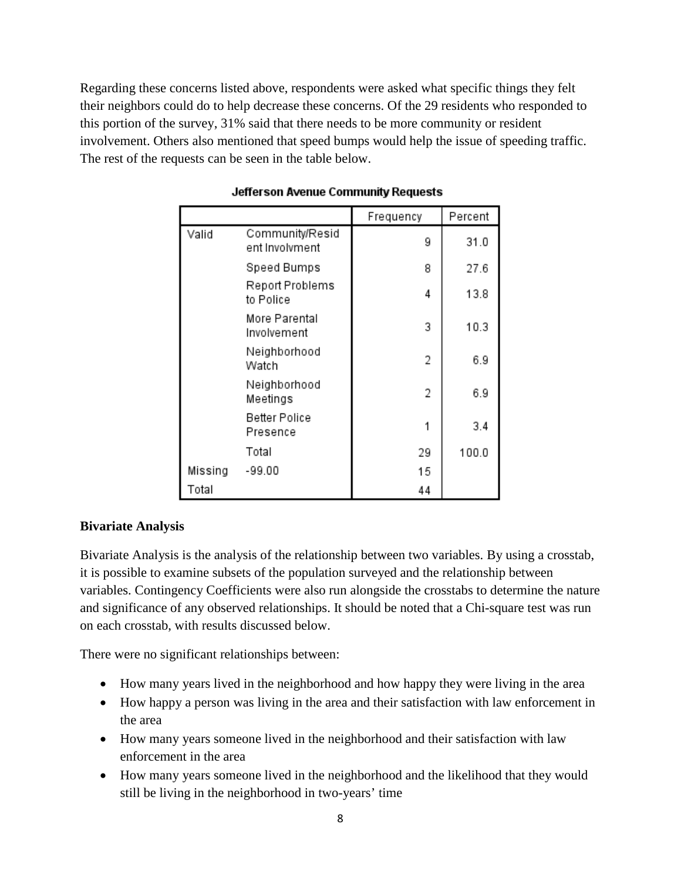Regarding these concerns listed above, respondents were asked what specific things they felt their neighbors could do to help decrease these concerns. Of the 29 residents who responded to this portion of the survey, 31% said that there needs to be more community or resident involvement. Others also mentioned that speed bumps would help the issue of speeding traffic. The rest of the requests can be seen in the table below.

**Jefferson Avenue Community Requests**

| | | Frequency | Percent |
|---|---|---|---|
| Valid | Community/Resident Involvment | 9 | 31.0 |
| | Speed Bumps | 8 | 27.6 |
| | Report Problems to Police | 4 | 13.8 |
| | More Parental Involvement | 3 | 10.3 |
| | Neighborhood Watch | 2 | 6.9 |
| | Neighborhood Meetings | 2 | 6.9 |
| | Better Police Presence | 1 | 3.4 |
| | Total | 29 | 100.0 |
| Missing | -99.00 | 15 | |
| Total | | 44 | |

**Bivariate Analysis**

Bivariate Analysis is the analysis of the relationship between two variables. By using a crosstab, it is possible to examine subsets of the population surveyed and the relationship between variables. Contingency Coefficients were also run alongside the crosstabs to determine the nature and significance of any observed relationships. It should be noted that a Chi-square test was run on each crosstab, with results discussed below.

There were no significant relationships between:

- How many years lived in the neighborhood and how happy they were living in the area
- How happy a person was living in the area and their satisfaction with law enforcement in the area
- How many years someone lived in the neighborhood and their satisfaction with law enforcement in the area
- How many years someone lived in the neighborhood and the likelihood that they would still be living in the neighborhood in two-years' time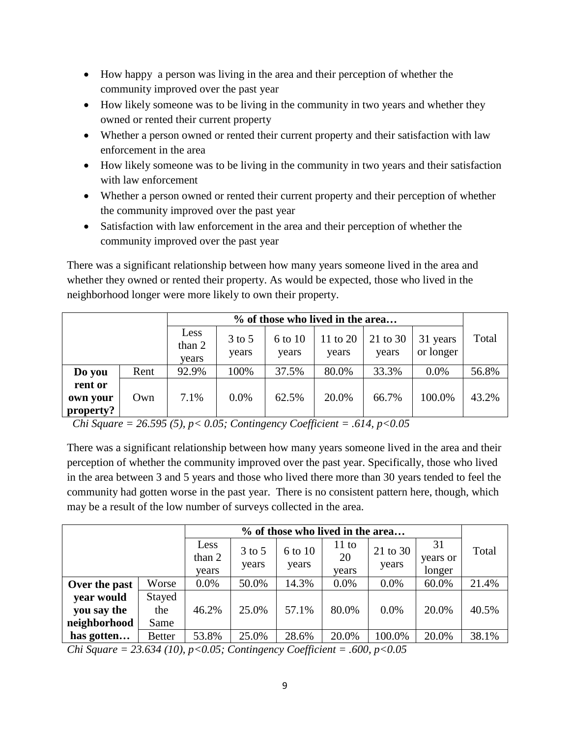- How happy a person was living in the area and their perception of whether the community improved over the past year
- How likely someone was to be living in the community in two years and whether they owned or rented their current property
- Whether a person owned or rented their current property and their satisfaction with law enforcement in the area
- How likely someone was to be living in the community in two years and their satisfaction with law enforcement
- Whether a person owned or rented their current property and their perception of whether the community improved over the past year
- Satisfaction with law enforcement in the area and their perception of whether the community improved over the past year

There was a significant relationship between how many years someone lived in the area and whether they owned or rented their property. As would be expected, those who lived in the neighborhood longer were more likely to own their property.

| | | **% of those who lived in the area…** | | | | | | Total |
|---|---|---|---|---|---|---|---|---|
| | | Less than 2 years | 3 to 5 years | 6 to 10 years | 11 to 20 years | 21 to 30 years | 31 years or longer | |
| **Do you rent or own your property?** | Rent | 92.9% | 100% | 37.5% | 80.0% | 33.3% | 0.0% | 56.8% |
| | Own | 7.1% | 0.0% | 62.5% | 20.0% | 66.7% | 100.0% | 43.2% |

*Chi Square = 26.595 (5), $p < 0.05$; Contingency Coefficient = .614, $p<0.05$*

There was a significant relationship between how many years someone lived in the area and their perception of whether the community improved over the past year. Specifically, those who lived in the area between 3 and 5 years and those who lived there more than 30 years tended to feel the community had gotten worse in the past year. There is no consistent pattern here, though, which may be a result of the low number of surveys collected in the area.

| | | **% of those who lived in the area…** | | | | | | Total |
|---|---|---|---|---|---|---|---|---|
| | | Less than 2 years | 3 to 5 years | 6 to 10 years | 11 to 20 years | 21 to 30 years | 31 years or longer | |
| **Over the past year would you say the neighborhood has gotten…** | Worse | 0.0% | 50.0% | 14.3% | 0.0% | 0.0% | 60.0% | 21.4% |
| | Stayed the Same | 46.2% | 25.0% | 57.1% | 80.0% | 0.0% | 20.0% | 40.5% |
| | Better | 53.8% | 25.0% | 28.6% | 20.0% | 100.0% | 20.0% | 38.1% |

*Chi Square = 23.634 (10), $p<0.05$; Contingency Coefficient = .600, $p<0.05$*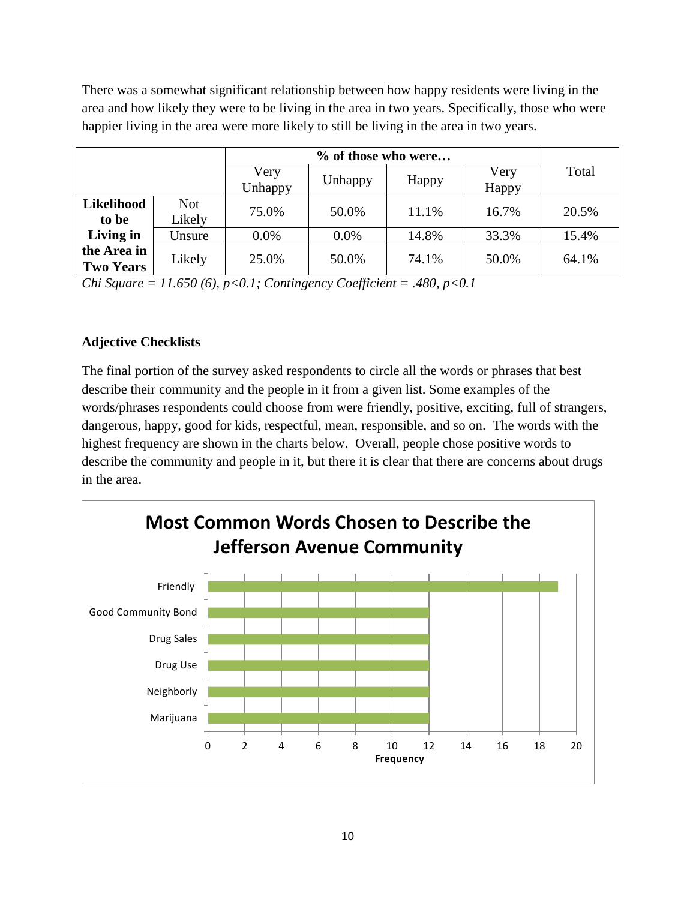There was a somewhat significant relationship between how happy residents were living in the area and how likely they were to be living in the area in two years. Specifically, those who were happier living in the area were more likely to still be living in the area in two years.

| | | % of those who were… | | | | Total |
|---|---|---|---|---|---|---|
| | | Very Unhappy | Unhappy | Happy | Very Happy | |
| **Likelihood to be Living in the Area in Two Years** | Not Likely | 75.0% | 50.0% | 11.1% | 16.7% | 20.5% |
| | Unsure | 0.0% | 0.0% | 14.8% | 33.3% | 15.4% |
| | Likely | 25.0% | 50.0% | 74.1% | 50.0% | 64.1% |

*Chi Square = 11.650 (6), p<0.1; Contingency Coefficient = .480, p<0.1*

### Adjective Checklists

The final portion of the survey asked respondents to circle all the words or phrases that best describe their community and the people in it from a given list. Some examples of the words/phrases respondents could choose from were friendly, positive, exciting, full of strangers, dangerous, happy, good for kids, respectful, mean, responsible, and so on. The words with the highest frequency are shown in the charts below. Overall, people chose positive words to describe the community and people in it, but there it is clear that there are concerns about drugs in the area.

**Most Common Words Chosen to Describe the Jefferson Avenue Community**

| Word | Frequency |
|---|---|
| Friendly | 19 |
| Good Community Bond | 12 |
| Drug Sales | 12 |
| Drug Use | 12 |
| Neighborly | 12 |
| Marijuana | 12 |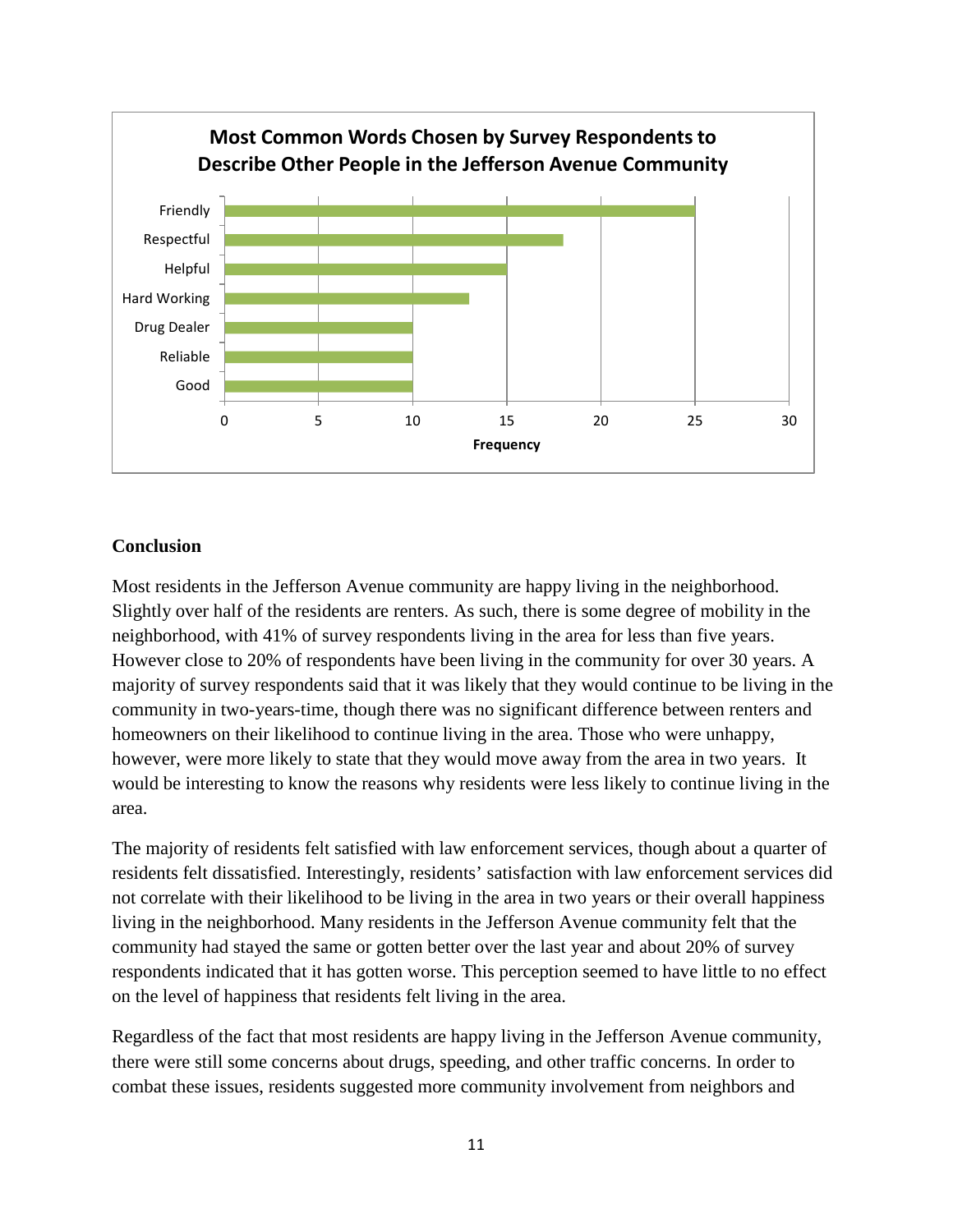**Most Common Words Chosen by Survey Respondents to Describe Other People in the Jefferson Avenue Community**

| Word | Frequency |
|---|---|
| Friendly | 25 |
| Respectful | 18 |
| Helpful | 15 |
| Hard Working | 13 |
| Drug Dealer | 10 |
| Reliable | 10 |
| Good | 10 |

## Conclusion

Most residents in the Jefferson Avenue community are happy living in the neighborhood. Slightly over half of the residents are renters. As such, there is some degree of mobility in the neighborhood, with 41% of survey respondents living in the area for less than five years. However close to 20% of respondents have been living in the community for over 30 years. A majority of survey respondents said that it was likely that they would continue to be living in the community in two-years-time, though there was no significant difference between renters and homeowners on their likelihood to continue living in the area. Those who were unhappy, however, were more likely to state that they would move away from the area in two years. It would be interesting to know the reasons why residents were less likely to continue living in the area.

The majority of residents felt satisfied with law enforcement services, though about a quarter of residents felt dissatisfied. Interestingly, residents' satisfaction with law enforcement services did not correlate with their likelihood to be living in the area in two years or their overall happiness living in the neighborhood. Many residents in the Jefferson Avenue community felt that the community had stayed the same or gotten better over the last year and about 20% of survey respondents indicated that it has gotten worse. This perception seemed to have little to no effect on the level of happiness that residents felt living in the area.

Regardless of the fact that most residents are happy living in the Jefferson Avenue community, there were still some concerns about drugs, speeding, and other traffic concerns. In order to combat these issues, residents suggested more community involvement from neighbors and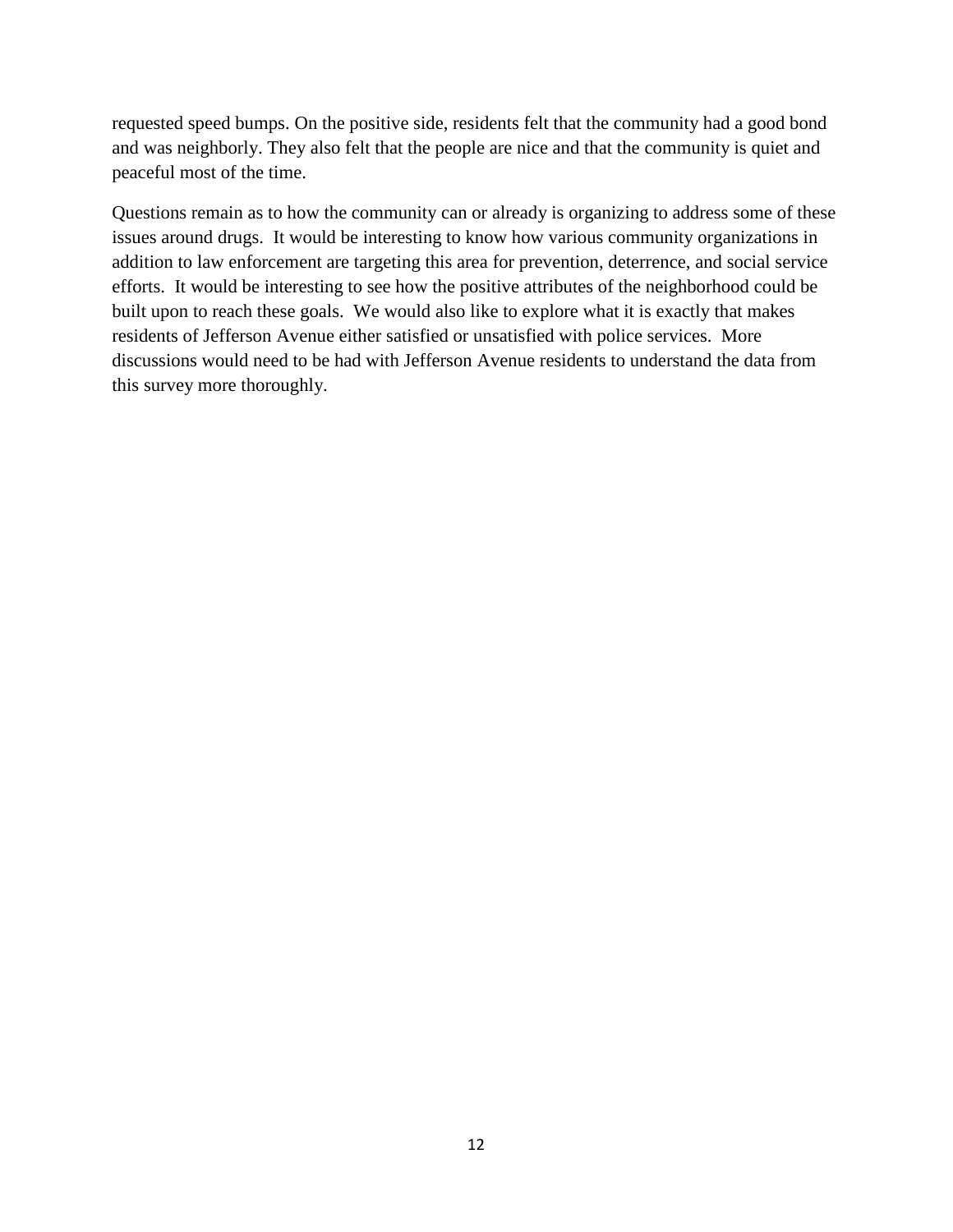requested speed bumps. On the positive side, residents felt that the community had a good bond and was neighborly. They also felt that the people are nice and that the community is quiet and peaceful most of the time.

Questions remain as to how the community can or already is organizing to address some of these issues around drugs. It would be interesting to know how various community organizations in addition to law enforcement are targeting this area for prevention, deterrence, and social service efforts. It would be interesting to see how the positive attributes of the neighborhood could be built upon to reach these goals. We would also like to explore what it is exactly that makes residents of Jefferson Avenue either satisfied or unsatisfied with police services. More discussions would need to be had with Jefferson Avenue residents to understand the data from this survey more thoroughly.